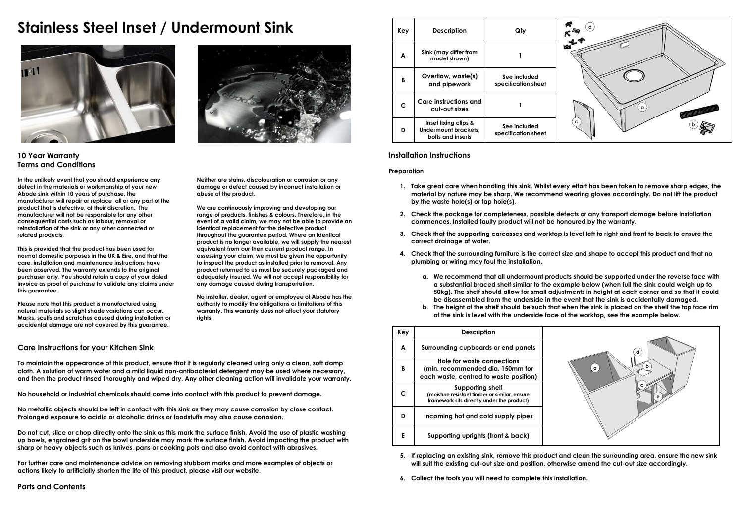# Stainless Steel Inset / Undermount Sink

## 10 Year Warranty
## Terms and Conditions

**In the unlikely event that you should experience any defect in the materials or workmanship of your new Abode sink within 10 years of purchase, the manufacturer will repair or replace all or any part of the product that is defective, at their discretion. The manufacturer will not be responsible for any other consequential costs such as labour, removal or reinstallation of the sink or any other connected or related products.**

**This is provided that the product has been used for normal domestic purposes in the UK & Eire, and that the care, installation and maintenance instructions have been observed. The warranty extends to the original purchaser only. You should retain a copy of your dated invoice as proof of purchase to validate any claims under this guarantee.**

**Please note that this product is manufactured using natural materials so slight shade variations can occur. Marks, scuffs and scratches caused during installation or accidental damage are not covered by this guarantee.**

**Neither are stains, discolouration or corrosion or any damage or defect caused by incorrect installation or abuse of the product.**

**We are continuously improving and developing our range of products, finishes & colours. Therefore, in the event of a valid claim, we may not be able to provide an identical replacement for the defective product throughout the guarantee period. Where an identical product is no longer available, we will supply the nearest equivalent from our then current product range. In assessing your claim, we must be given the opportunity to inspect the product as installed prior to removal. Any product returned to us must be securely packaged and adequately insured. We will not accept responsibility for any damage caused during transportation.**

**No installer, dealer, agent or employee of Abode has the authority to modify the obligations or limitations of this warranty. This warranty does not affect your statutory rights.**

## Care Instructions for your Kitchen Sink

**To maintain the appearance of this product, ensure that it is regularly cleaned using only a clean, soft damp cloth. A solution of warm water and a mild liquid non-antibacterial detergent may be used where necessary, and then the product rinsed thoroughly and wiped dry. Any other cleaning action will invalidate your warranty.**

**No household or industrial chemicals should come into contact with this product to prevent damage.**

**No metallic objects should be left in contact with this sink as they may cause corrosion by close contact. Prolonged exposure to acidic or alcoholic drinks or foodstuffs may also cause corrosion.**

**Do not cut, slice or chop directly onto the sink as this mark the surface finish. Avoid the use of plastic washing up bowls, engrained grit on the bowl underside may mark the surface finish. Avoid impacting the product with sharp or heavy objects such as knives, pans or cooking pots and also avoid contact with abrasives.**

**For further care and maintenance advice on removing stubborn marks and more examples of objects or actions likely to artificially shorten the life of this product, please visit our website.**

## Parts and Contents

| Key | Description | Qty |
|---|---|---|
| A | Sink (may differ from model shown) | 1 |
| B | Overflow, waste(s) and pipework | See included specification sheet |
| C | Care instructions and cut-out sizes | 1 |
| D | Inset fixing clips & Undermount brackets, bolts and inserts | See included specification sheet |

## Installation Instructions

### Preparation

1. **Take great care when handling this sink. Whilst every effort has been taken to remove sharp edges, the material by nature may be sharp. We recommend wearing gloves accordingly. Do not lift the product by the waste hole(s) or tap hole(s).**
2. **Check the package for completeness, possible defects or any transport damage before installation commences. Installed faulty product will not be honoured by the warranty.**
3. **Check that the supporting carcasses and worktop is level left to right and front to back to ensure the correct drainage of water.**
4. **Check that the surrounding furniture is the correct size and shape to accept this product and that no plumbing or wiring may foul the installation.**
   a. **We recommend that all undermount products should be supported under the reverse face with a substantial braced shelf similar to the example below (when full the sink could weigh up to 50kg). The shelf should allow for small adjustments in height at each corner and so that it could be disassembled from the underside in the event that the sink is accidentally damaged.**
   b. **The height of the shelf should be such that when the sink is placed on the shelf the top face rim of the sink is level with the underside face of the worktop, see the example below.**

| Key | Description |
|---|---|
| A | Surrounding cupboards or end panels |
| B | Hole for waste connections (min. recommended dia. 150mm for each waste, centred to waste position) |
| C | Supporting shelf (moisture resistant timber or similar, ensure framework sits directly under the product) |
| D | Incoming hot and cold supply pipes |
| E | Supporting uprights (front & back) |

5. **If replacing an existing sink, remove this product and clean the surrounding area, ensure the new sink will suit the existing cut-out size and position, otherwise amend the cut-out size accordingly.**
6. **Collect the tools you will need to complete this installation.**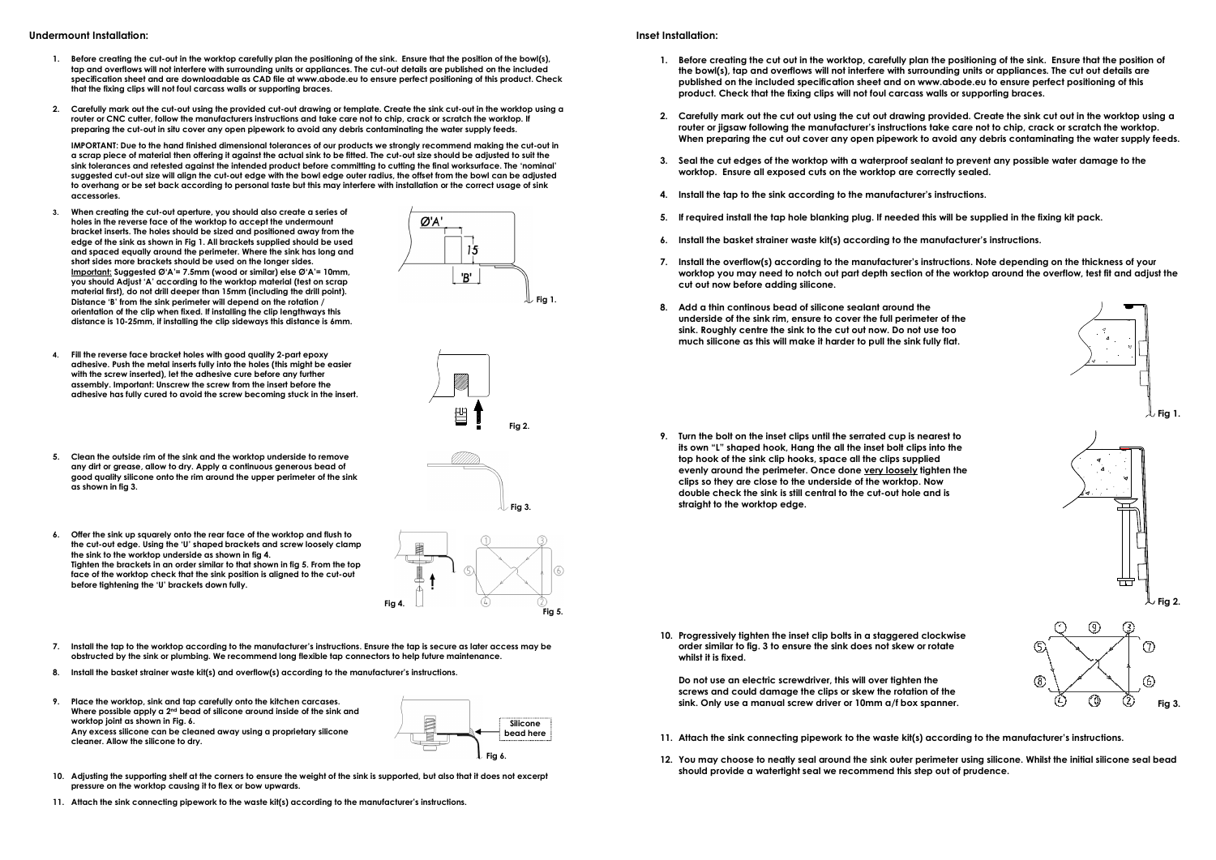## Undermount Installation:

1. **Before creating the cut-out in the worktop carefully plan the positioning of the sink. Ensure that the position of the bowl(s), tap and overflows will not interfere with surrounding units or appliances. The cut-out details are published on the included specification sheet and are downloadable as CAD file at www.abode.eu to ensure perfect positioning of this product. Check that the fixing clips will not foul carcass walls or supporting braces.**

2. **Carefully mark out the cut-out using the provided cut-out drawing or template. Create the sink cut-out in the worktop using a router or CNC cutter, follow the manufacturers instructions and take care not to chip, crack or scratch the worktop. If preparing the cut-out in situ cover any open pipework to avoid any debris contaminating the water supply feeds.**

   **IMPORTANT: Due to the hand finished dimensional tolerances of our products we strongly recommend making the cut-out in a scrap piece of material then offering it against the actual sink to be fitted. The cut-out size should be adjusted to suit the sink tolerances and retested against the intended product before committing to cutting the final worksurface. The 'nominal' suggested cut-out size will align the cut-out edge with the bowl edge outer radius, the offset from the bowl can be adjusted to overhang or be set back according to personal taste but this may interfere with installation or the correct usage of sink accessories.**

3. **When creating the cut-out aperture, you should also create a series of holes in the reverse face of the worktop to accept the undermount bracket inserts. The holes should be sized and positioned away from the edge of the sink as shown in Fig 1. All brackets supplied should be used and spaced equally around the perimeter. Where the sink has long and short sides more brackets should be used on the longer sides.**
   **<u>Important:</u> Suggested Ø'A'= 7.5mm (wood or similar) else Ø'A'= 10mm, you should Adjust 'A' according to the worktop material (test on scrap material first), do not drill deeper than 15mm (including the drill point). Distance 'B' from the sink perimeter will depend on the rotation / orientation of the clip when fixed. If installing the clip lengthways this distance is 10-25mm, if installing the clip sideways this distance is 6mm.**

   **Fig 1.**

4. **Fill the reverse face bracket holes with good quality 2-part epoxy adhesive. Push the metal inserts fully into the holes (this might be easier with the screw inserted), let the adhesive cure before any further assembly. Important: Unscrew the screw from the insert before the adhesive has fully cured to avoid the screw becoming stuck in the insert.**

   **Fig 2.**

5. **Clean the outside rim of the sink and the worktop underside to remove any dirt or grease, allow to dry. Apply a continuous generous bead of good quality silicone onto the rim around the upper perimeter of the sink as shown in fig 3.**

   **Fig 3.**

6. **Offer the sink up squarely onto the rear face of the worktop and flush to the cut-out edge. Using the 'U' shaped brackets and screw loosely clamp the sink to the worktop underside as shown in fig 4.**
   **Tighten the brackets in an order similar to that shown in fig 5. From the top face of the worktop check that the sink position is aligned to the cut-out before tightening the 'U' brackets down fully.**

   **Fig 4.** **Fig 5.**

7. **Install the tap to the worktop according to the manufacturer's instructions. Ensure the tap is secure as later access may be obstructed by the sink or plumbing. We recommend long flexible tap connectors to help future maintenance.**

8. **Install the basket strainer waste kit(s) and overflow(s) according to the manufacturer's instructions.**

9. **Place the worktop, sink and tap carefully onto the kitchen carcases. Where possible apply a 2nd bead of silicone around inside of the sink and worktop joint as shown in Fig. 6.**
   **Any excess silicone can be cleaned away using a proprietary silicone cleaner. Allow the silicone to dry.**

   **Silicone bead here**

   **Fig 6.**

10. **Adjusting the supporting shelf at the corners to ensure the weight of the sink is supported, but also that it does not excerpt pressure on the worktop causing it to flex or bow upwards.**

11. **Attach the sink connecting pipework to the waste kit(s) according to the manufacturer's instructions.**

## Inset Installation:

1. **Before creating the cut out in the worktop, carefully plan the positioning of the sink. Ensure that the position of the bowl(s), tap and overflows will not interfere with surrounding units or appliances. The cut out details are published on the included specification sheet and on www.abode.eu to ensure perfect positioning of this product. Check that the fixing clips will not foul carcass walls or supporting braces.**

2. **Carefully mark out the cut out using the cut out drawing provided. Create the sink cut out in the worktop using a router or jigsaw following the manufacturer's instructions take care not to chip, crack or scratch the worktop. When preparing the cut out cover any open pipework to avoid any debris contaminating the water supply feeds.**

3. **Seal the cut edges of the worktop with a waterproof sealant to prevent any possible water damage to the worktop. Ensure all exposed cuts on the worktop are correctly sealed.**

4. **Install the tap to the sink according to the manufacturer's instructions.**

5. **If required install the tap hole blanking plug. If needed this will be supplied in the fixing kit pack.**

6. **Install the basket strainer waste kit(s) according to the manufacturer's instructions.**

7. **Install the overflow(s) according to the manufacturer's instructions. Note depending on the thickness of your worktop you may need to notch out part depth section of the worktop around the overflow, test fit and adjust the cut out now before adding silicone.**

8. **Add a thin continous bead of silicone sealant around the underside of the sink rim, ensure to cover the full perimeter of the sink. Roughly centre the sink to the cut out now. Do not use too much silicone as this will make it harder to pull the sink fully flat.**

   **Fig 1.**

9. **Turn the bolt on the inset clips until the serrated cup is nearest to its own "L" shaped hook, Hang the all the inset bolt clips into the top hook of the sink clip hooks, space all the clips supplied evenly around the perimeter. Once done <u>very loosely</u> tighten the clips so they are close to the underside of the worktop. Now double check the sink is still central to the cut-out hole and is straight to the worktop edge.**

   **Fig 2.**

10. **Progressively tighten the inset clip bolts in a staggered clockwise order similar to fig. 3 to ensure the sink does not skew or rotate whilst it is fixed.**

    **Do not use an electric screwdriver, this will over tighten the screws and could damage the clips or skew the rotation of the sink. Only use a manual screw driver or 10mm a/f box spanner.**

    **Fig 3.**

11. **Attach the sink connecting pipework to the waste kit(s) according to the manufacturer's instructions.**

12. **You may choose to neatly seal around the sink outer perimeter using silicone. Whilst the initial silicone seal bead should provide a watertight seal we recommend this step out of prudence.**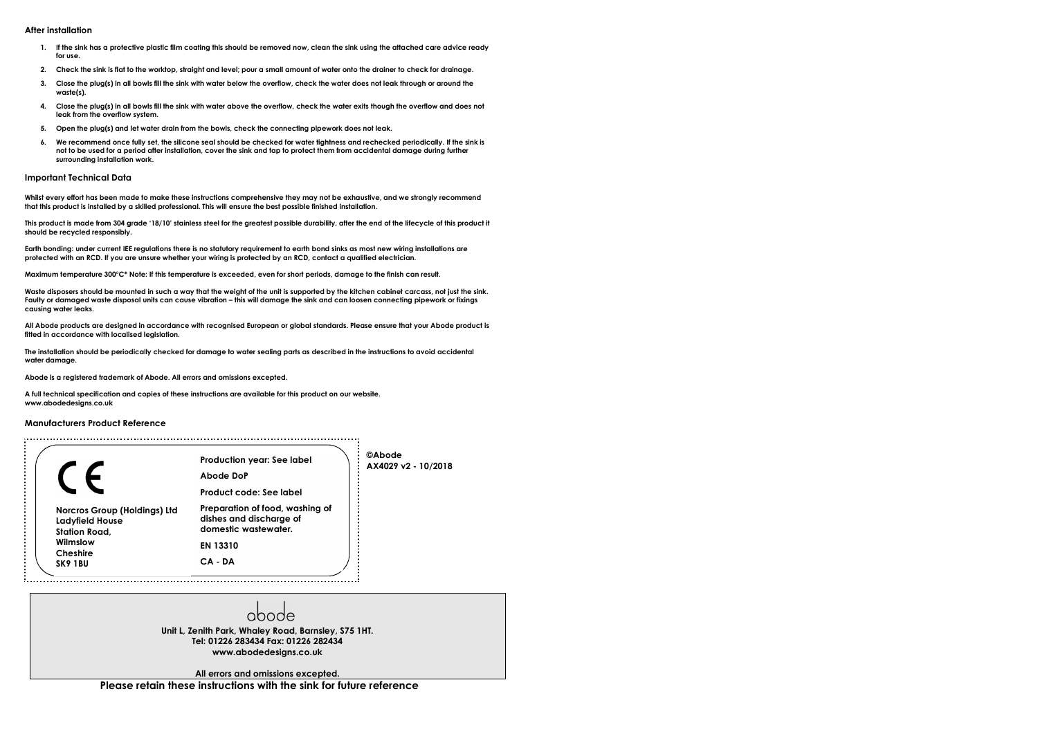## After installation

1. If the sink has a protective plastic film coating this should be removed now, clean the sink using the attached care advice ready for use.
2. Check the sink is flat to the worktop, straight and level; pour a small amount of water onto the drainer to check for drainage.
3. Close the plug(s) in all bowls fill the sink with water below the overflow, check the water does not leak through or around the waste(s).
4. Close the plug(s) in all bowls fill the sink with water above the overflow, check the water exits though the overflow and does not leak from the overflow system.
5. Open the plug(s) and let water drain from the bowls, check the connecting pipework does not leak.
6. We recommend once fully set, the silicone seal should be checked for water tightness and rechecked periodically. If the sink is not to be used for a period after installation, cover the sink and tap to protect them from accidental damage during further surrounding installation work.

## Important Technical Data

Whilst every effort has been made to make these instructions comprehensive they may not be exhaustive, and we strongly recommend that this product is installed by a skilled professional. This will ensure the best possible finished installation.

This product is made from 304 grade '18/10' stainless steel for the greatest possible durability, after the end of the lifecycle of this product it should be recycled responsibly.

Earth bonding: under current IEE regulations there is no statutory requirement to earth bond sinks as most new wiring installations are protected with an RCD. If you are unsure whether your wiring is protected by an RCD, contact a qualified electrician.

Maximum temperature 300°C* Note: If this temperature is exceeded, even for short periods, damage to the finish can result.

Waste disposers should be mounted in such a way that the weight of the unit is supported by the kitchen cabinet carcass, not just the sink. Faulty or damaged waste disposal units can cause vibration – this will damage the sink and can loosen connecting pipework or fixings causing water leaks.

All Abode products are designed in accordance with recognised European or global standards. Please ensure that your Abode product is fitted in accordance with localised legislation.

The installation should be periodically checked for damage to water sealing parts as described in the instructions to avoid accidental water damage.

Abode is a registered trademark of Abode. All errors and omissions excepted.

A full technical specification and copies of these instructions are available for this product on our website.
www.abodedesigns.co.uk

## Manufacturers Product Reference

CE

Norcros Group (Holdings) Ltd
Ladyfield House
Station Road,
Wilmslow
Cheshire
SK9 1BU

Production year: See label

Abode DoP

Product code: See label

Preparation of food, washing of dishes and discharge of domestic wastewater.

EN 13310

CA - DA

©Abode
AX4029 v2 - 10/2018

abode

Unit L, Zenith Park, Whaley Road, Barnsley, S75 1HT.
Tel: 01226 283434 Fax: 01226 282434
www.abodedesigns.co.uk

All errors and omissions excepted.

**Please retain these instructions with the sink for future reference**